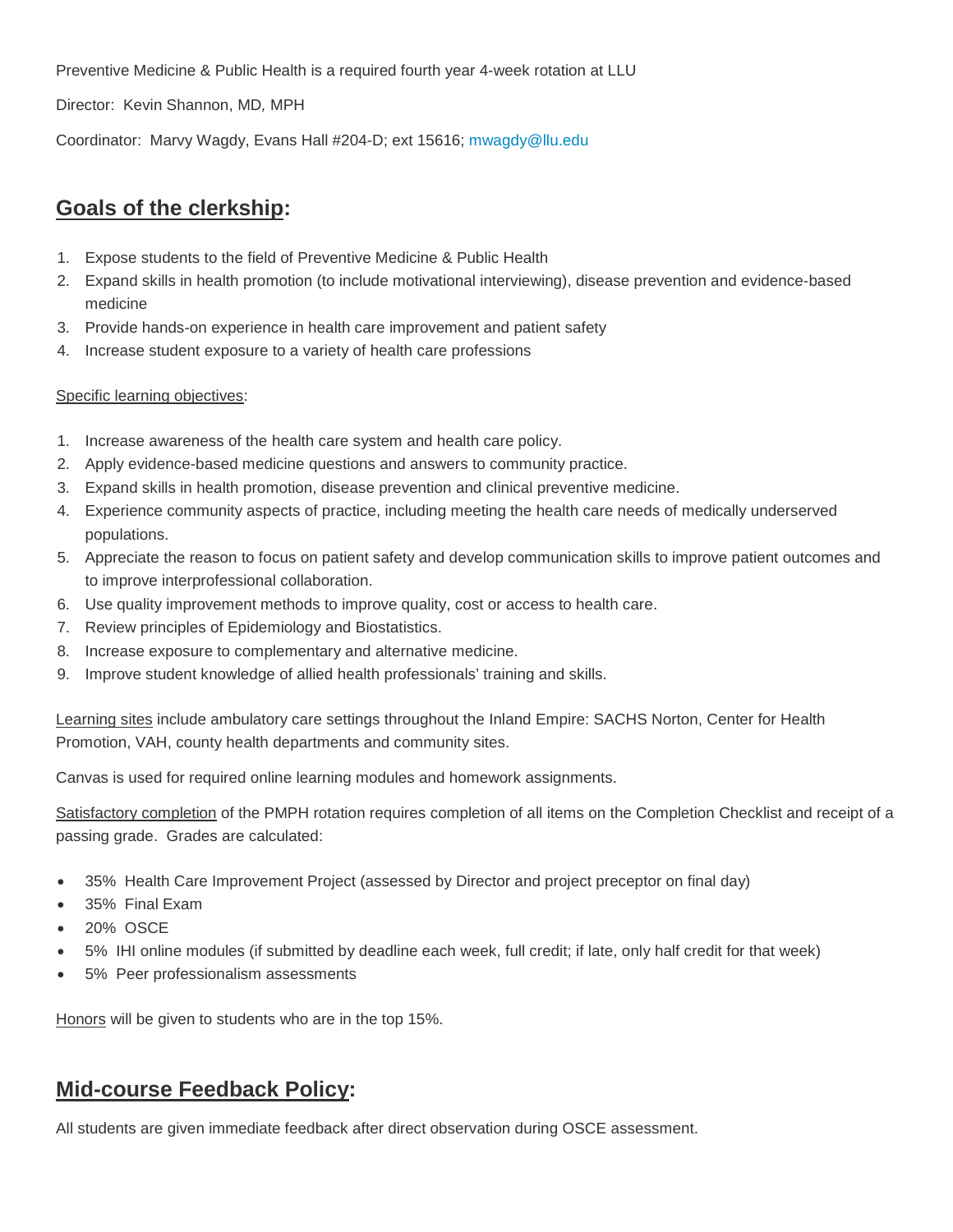Preventive Medicine & Public Health is a required fourth year 4-week rotation at LLU

Director: Kevin Shannon, MD, MPH

Coordinator: Marvy Wagdy, Evans Hall #204-D; ext 15616; mwagdy@llu.edu

## **Goals of the clerkship**:

1. Expose students to the field of Preventive Medicine & Public Health
2. Expand skills in health promotion (to include motivational interviewing), disease prevention and evidence-based medicine
3. Provide hands-on experience in health care improvement and patient safety
4. Increase student exposure to a variety of health care professions

Specific learning objectives:

1. Increase awareness of the health care system and health care policy.
2. Apply evidence-based medicine questions and answers to community practice.
3. Expand skills in health promotion, disease prevention and clinical preventive medicine.
4. Experience community aspects of practice, including meeting the health care needs of medically underserved populations.
5. Appreciate the reason to focus on patient safety and develop communication skills to improve patient outcomes and to improve interprofessional collaboration.
6. Use quality improvement methods to improve quality, cost or access to health care.
7. Review principles of Epidemiology and Biostatistics.
8. Increase exposure to complementary and alternative medicine.
9. Improve student knowledge of allied health professionals' training and skills.

Learning sites include ambulatory care settings throughout the Inland Empire: SACHS Norton, Center for Health Promotion, VAH, county health departments and community sites.

Canvas is used for required online learning modules and homework assignments.

Satisfactory completion of the PMPH rotation requires completion of all items on the Completion Checklist and receipt of a passing grade. Grades are calculated:

- 35% Health Care Improvement Project (assessed by Director and project preceptor on final day)
- 35% Final Exam
- 20% OSCE
- 5% IHI online modules (if submitted by deadline each week, full credit; if late, only half credit for that week)
- 5% Peer professionalism assessments

Honors will be given to students who are in the top 15%.

## **Mid-course Feedback Policy**:

All students are given immediate feedback after direct observation during OSCE assessment.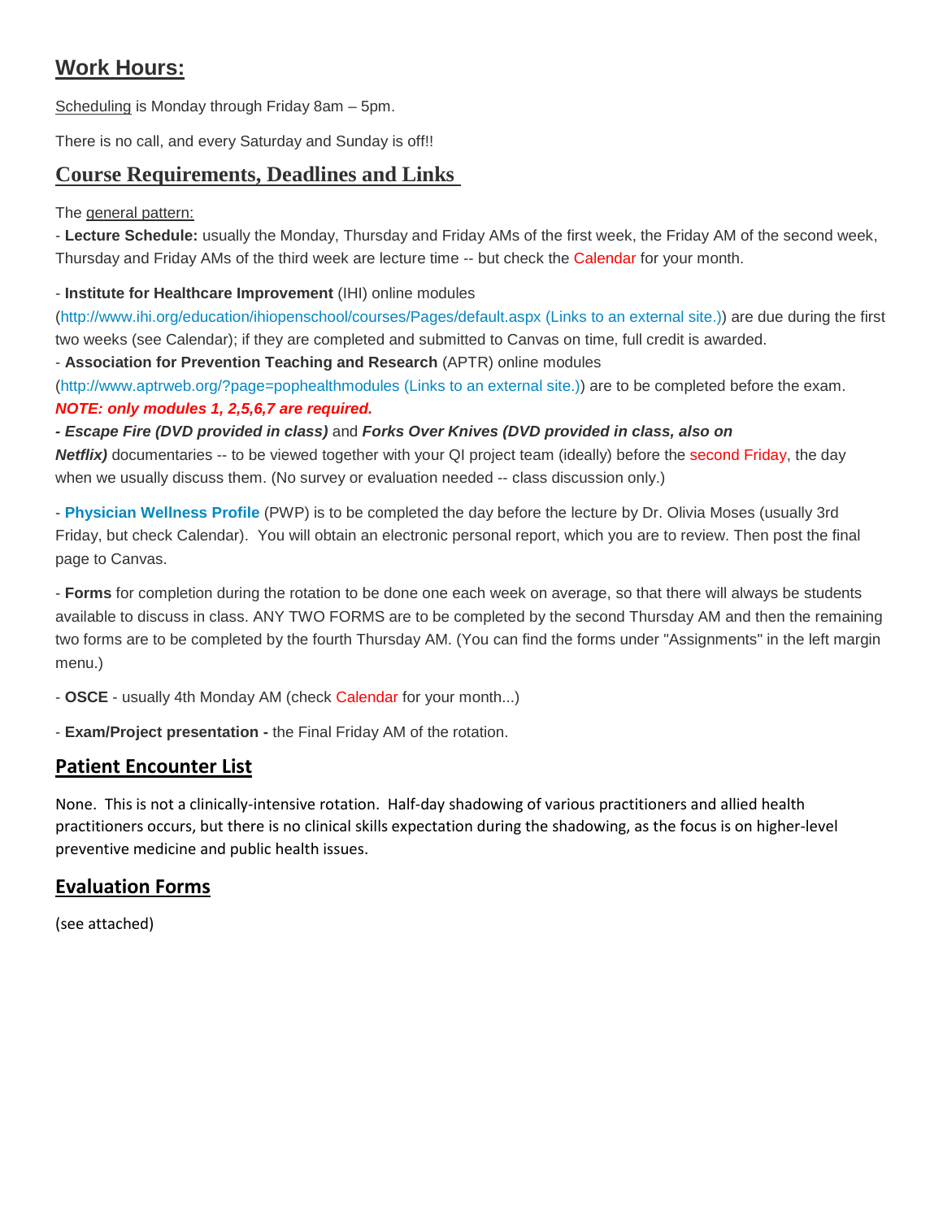## Work Hours:

Scheduling is Monday through Friday 8am – 5pm.

There is no call, and every Saturday and Sunday is off!!

## Course Requirements, Deadlines and Links

The general pattern:

- **Lecture Schedule:** usually the Monday, Thursday and Friday AMs of the first week, the Friday AM of the second week, Thursday and Friday AMs of the third week are lecture time -- but check the Calendar for your month.

- **Institute for Healthcare Improvement** (IHI) online modules (http://www.ihi.org/education/ihiopenschool/courses/Pages/default.aspx (Links to an external site.)) are due during the first two weeks (see Calendar); if they are completed and submitted to Canvas on time, full credit is awarded.
- **Association for Prevention Teaching and Research** (APTR) online modules (http://www.aptrweb.org/?page=pophealthmodules (Links to an external site.)) are to be completed before the exam. ***NOTE: only modules 1, 2,5,6,7 are required.***
- ***Escape Fire (DVD provided in class)*** and ***Forks Over Knives (DVD provided in class, also on Netflix)*** documentaries -- to be viewed together with your QI project team (ideally) before the second Friday, the day when we usually discuss them. (No survey or evaluation needed -- class discussion only.)

- **Physician Wellness Profile** (PWP) is to be completed the day before the lecture by Dr. Olivia Moses (usually 3rd Friday, but check Calendar). You will obtain an electronic personal report, which you are to review. Then post the final page to Canvas.

- **Forms** for completion during the rotation to be done one each week on average, so that there will always be students available to discuss in class. ANY TWO FORMS are to be completed by the second Thursday AM and then the remaining two forms are to be completed by the fourth Thursday AM. (You can find the forms under "Assignments" in the left margin menu.)

- **OSCE** - usually 4th Monday AM (check Calendar for your month...)

- **Exam/Project presentation -** the Final Friday AM of the rotation.

## Patient Encounter List

None. This is not a clinically-intensive rotation. Half-day shadowing of various practitioners and allied health practitioners occurs, but there is no clinical skills expectation during the shadowing, as the focus is on higher-level preventive medicine and public health issues.

## Evaluation Forms

(see attached)